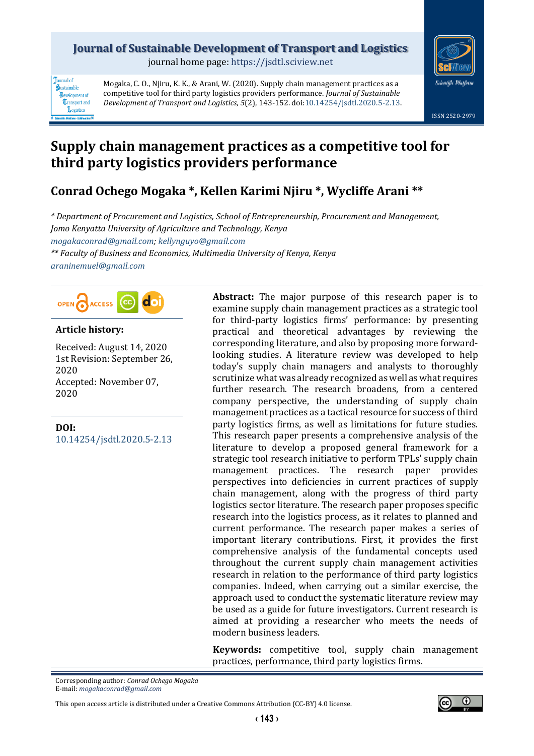Mogaka, C. O., Njiru, K. K., & Arani, W. (2020). Supply chain management practices as a competitive tool for third party logistics providers performance. *Journal of Sustainable Development of Transport and Logistics, 5*(2), 143-152. doi:10.14254/jsdtl.2020.5-2.13.

# Supply chain management practices as a competitive tool for third party logistics providers performance

## Conrad Ochego Mogaka *, Kellen Karimi Njiru *, Wycliffe Arani **

*\* Department of Procurement and Logistics, School of Entrepreneurship, Procurement and Management, Jomo Kenyatta University of Agriculture and Technology, Kenya*
*mogakaconrad@gmail.com; kellynguyo@gmail.com*
*\*\* Faculty of Business and Economics, Multimedia University of Kenya, Kenya*
*araninemuel@gmail.com*

**Article history:**

Received: August 14, 2020
1st Revision: September 26, 2020
Accepted: November 07, 2020

**DOI:**
10.14254/jsdtl.2020.5-2.13

**Abstract:** The major purpose of this research paper is to examine supply chain management practices as a strategic tool for third-party logistics firms' performance: by presenting practical and theoretical advantages by reviewing the corresponding literature, and also by proposing more forward-looking studies. A literature review was developed to help today's supply chain managers and analysts to thoroughly scrutinize what was already recognized as well as what requires further research. The research broadens, from a centered company perspective, the understanding of supply chain management practices as a tactical resource for success of third party logistics firms, as well as limitations for future studies. This research paper presents a comprehensive analysis of the literature to develop a proposed general framework for a strategic tool research initiative to perform TPLs' supply chain management practices. The research paper provides perspectives into deficiencies in current practices of supply chain management, along with the progress of third party logistics sector literature. The research paper proposes specific research into the logistics process, as it relates to planned and current performance. The research paper makes a series of important literary contributions. First, it provides the first comprehensive analysis of the fundamental concepts used throughout the current supply chain management activities research in relation to the performance of third party logistics companies. Indeed, when carrying out a similar exercise, the approach used to conduct the systematic literature review may be used as a guide for future investigators. Current research is aimed at providing a researcher who meets the needs of modern business leaders.

**Keywords:** competitive tool, supply chain management practices, performance, third party logistics firms.

Corresponding author: *Conrad Ochego Mogaka*
E-mail: *mogakaconrad@gmail.com*

This open access article is distributed under a Creative Commons Attribution (CC-BY) 4.0 license.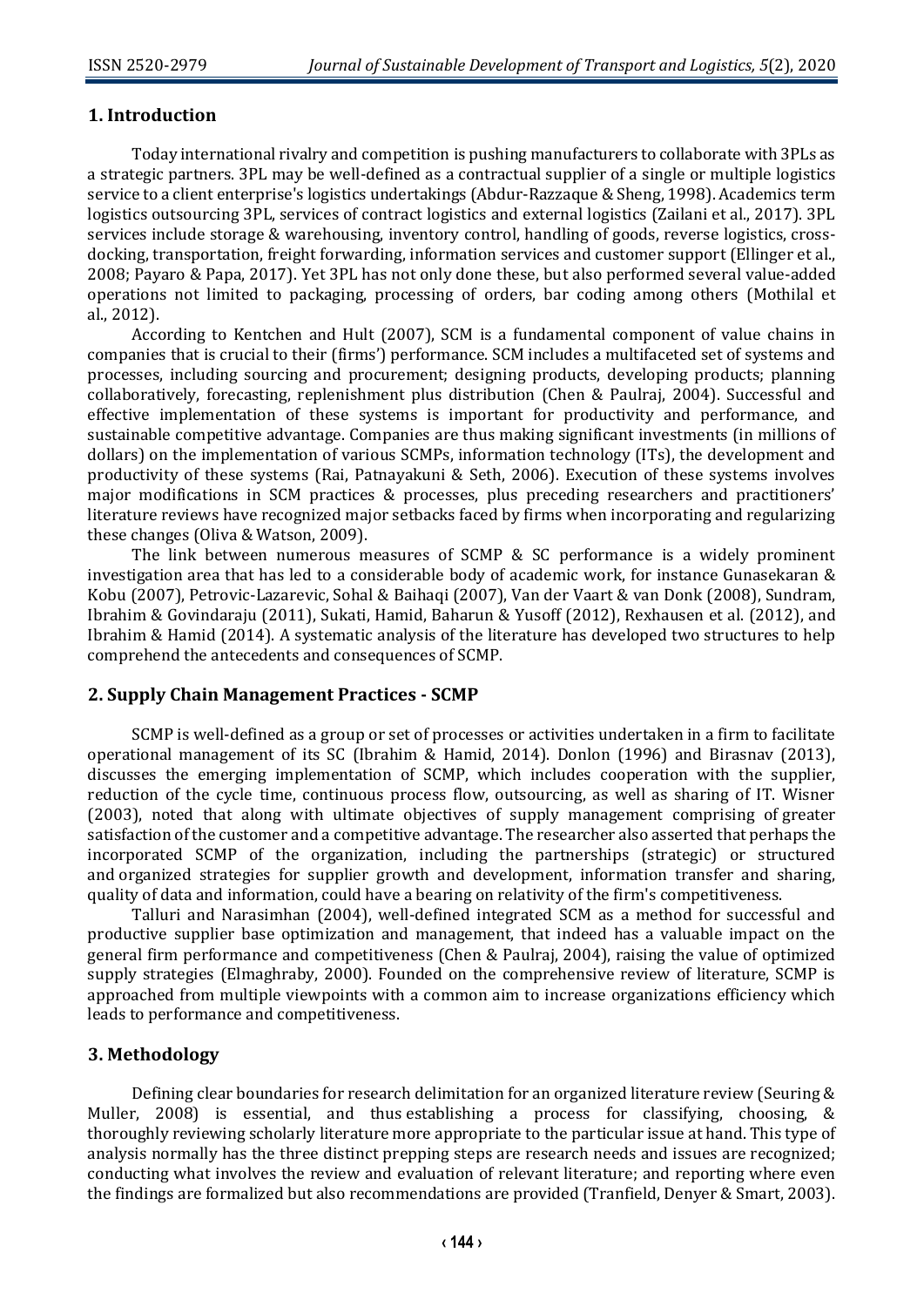## 1. Introduction

Today international rivalry and competition is pushing manufacturers to collaborate with 3PLs as a strategic partners. 3PL may be well-defined as a contractual supplier of a single or multiple logistics service to a client enterprise's logistics undertakings (Abdur-Razzaque & Sheng, 1998). Academics term logistics outsourcing 3PL, services of contract logistics and external logistics (Zailani et al., 2017). 3PL services include storage & warehousing, inventory control, handling of goods, reverse logistics, cross-docking, transportation, freight forwarding, information services and customer support (Ellinger et al., 2008; Payaro & Papa, 2017). Yet 3PL has not only done these, but also performed several value-added operations not limited to packaging, processing of orders, bar coding among others (Mothilal et al., 2012).

According to Kentchen and Hult (2007), SCM is a fundamental component of value chains in companies that is crucial to their (firms') performance. SCM includes a multifaceted set of systems and processes, including sourcing and procurement; designing products, developing products; planning collaboratively, forecasting, replenishment plus distribution (Chen & Paulraj, 2004). Successful and effective implementation of these systems is important for productivity and performance, and sustainable competitive advantage. Companies are thus making significant investments (in millions of dollars) on the implementation of various SCMPs, information technology (ITs), the development and productivity of these systems (Rai, Patnayakuni & Seth, 2006). Execution of these systems involves major modifications in SCM practices & processes, plus preceding researchers and practitioners' literature reviews have recognized major setbacks faced by firms when incorporating and regularizing these changes (Oliva & Watson, 2009).

The link between numerous measures of SCMP & SC performance is a widely prominent investigation area that has led to a considerable body of academic work, for instance Gunasekaran & Kobu (2007), Petrovic-Lazarevic, Sohal & Baihaqi (2007), Van der Vaart & van Donk (2008), Sundram, Ibrahim & Govindaraju (2011), Sukati, Hamid, Baharun & Yusoff (2012), Rexhausen et al. (2012), and Ibrahim & Hamid (2014). A systematic analysis of the literature has developed two structures to help comprehend the antecedents and consequences of SCMP.

## 2. Supply Chain Management Practices - SCMP

SCMP is well-defined as a group or set of processes or activities undertaken in a firm to facilitate operational management of its SC (Ibrahim & Hamid, 2014). Donlon (1996) and Birasnav (2013), discusses the emerging implementation of SCMP, which includes cooperation with the supplier, reduction of the cycle time, continuous process flow, outsourcing, as well as sharing of IT. Wisner (2003), noted that along with ultimate objectives of supply management comprising of greater satisfaction of the customer and a competitive advantage. The researcher also asserted that perhaps the incorporated SCMP of the organization, including the partnerships (strategic) or structured and organized strategies for supplier growth and development, information transfer and sharing, quality of data and information, could have a bearing on relativity of the firm's competitiveness.

Talluri and Narasimhan (2004), well-defined integrated SCM as a method for successful and productive supplier base optimization and management, that indeed has a valuable impact on the general firm performance and competitiveness (Chen & Paulraj, 2004), raising the value of optimized supply strategies (Elmaghraby, 2000). Founded on the comprehensive review of literature, SCMP is approached from multiple viewpoints with a common aim to increase organizations efficiency which leads to performance and competitiveness.

## 3. Methodology

Defining clear boundaries for research delimitation for an organized literature review (Seuring & Muller, 2008) is essential, and thus establishing a process for classifying, choosing, & thoroughly reviewing scholarly literature more appropriate to the particular issue at hand. This type of analysis normally has the three distinct prepping steps are research needs and issues are recognized; conducting what involves the review and evaluation of relevant literature; and reporting where even the findings are formalized but also recommendations are provided (Tranfield, Denyer & Smart, 2003).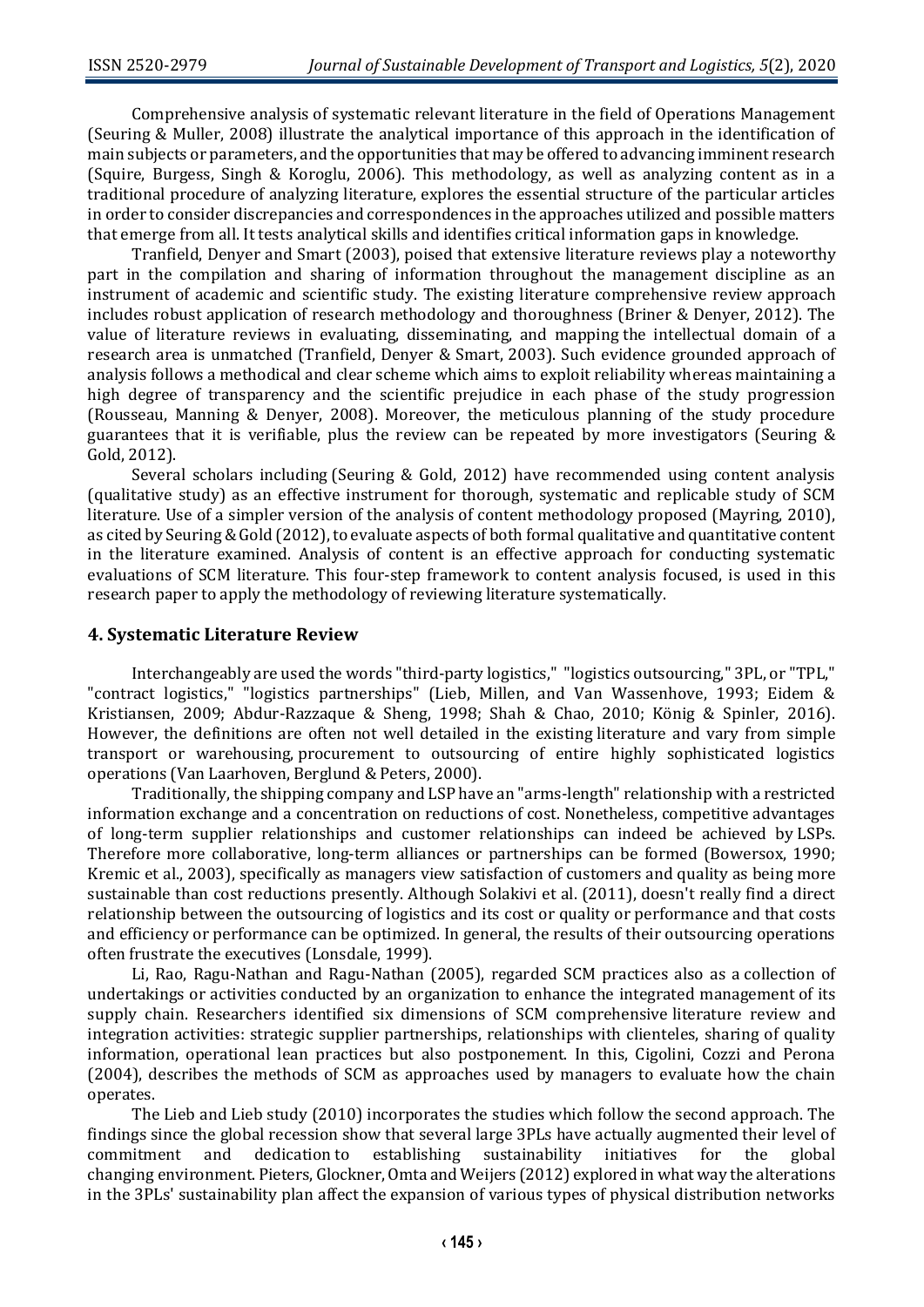Comprehensive analysis of systematic relevant literature in the field of Operations Management (Seuring & Muller, 2008) illustrate the analytical importance of this approach in the identification of main subjects or parameters, and the opportunities that may be offered to advancing imminent research (Squire, Burgess, Singh & Koroglu, 2006). This methodology, as well as analyzing content as in a traditional procedure of analyzing literature, explores the essential structure of the particular articles in order to consider discrepancies and correspondences in the approaches utilized and possible matters that emerge from all. It tests analytical skills and identifies critical information gaps in knowledge.

Tranfield, Denyer and Smart (2003), poised that extensive literature reviews play a noteworthy part in the compilation and sharing of information throughout the management discipline as an instrument of academic and scientific study. The existing literature comprehensive review approach includes robust application of research methodology and thoroughness (Briner & Denyer, 2012). The value of literature reviews in evaluating, disseminating, and mapping the intellectual domain of a research area is unmatched (Tranfield, Denyer & Smart, 2003). Such evidence grounded approach of analysis follows a methodical and clear scheme which aims to exploit reliability whereas maintaining a high degree of transparency and the scientific prejudice in each phase of the study progression (Rousseau, Manning & Denyer, 2008). Moreover, the meticulous planning of the study procedure guarantees that it is verifiable, plus the review can be repeated by more investigators (Seuring & Gold, 2012).

Several scholars including (Seuring & Gold, 2012) have recommended using content analysis (qualitative study) as an effective instrument for thorough, systematic and replicable study of SCM literature. Use of a simpler version of the analysis of content methodology proposed (Mayring, 2010), as cited by Seuring & Gold (2012), to evaluate aspects of both formal qualitative and quantitative content in the literature examined. Analysis of content is an effective approach for conducting systematic evaluations of SCM literature. This four-step framework to content analysis focused, is used in this research paper to apply the methodology of reviewing literature systematically.

## 4. Systematic Literature Review

Interchangeably are used the words "third-party logistics," "logistics outsourcing," 3PL, or "TPL," "contract logistics," "logistics partnerships" (Lieb, Millen, and Van Wassenhove, 1993; Eidem & Kristiansen, 2009; Abdur-Razzaque & Sheng, 1998; Shah & Chao, 2010; König & Spinler, 2016). However, the definitions are often not well detailed in the existing literature and vary from simple transport or warehousing, procurement to outsourcing of entire highly sophisticated logistics operations (Van Laarhoven, Berglund & Peters, 2000).

Traditionally, the shipping company and LSP have an "arms-length" relationship with a restricted information exchange and a concentration on reductions of cost. Nonetheless, competitive advantages of long-term supplier relationships and customer relationships can indeed be achieved by LSPs. Therefore more collaborative, long-term alliances or partnerships can be formed (Bowersox, 1990; Kremic et al., 2003), specifically as managers view satisfaction of customers and quality as being more sustainable than cost reductions presently. Although Solakivi et al. (2011), doesn't really find a direct relationship between the outsourcing of logistics and its cost or quality or performance and that costs and efficiency or performance can be optimized. In general, the results of their outsourcing operations often frustrate the executives (Lonsdale, 1999).

Li, Rao, Ragu-Nathan and Ragu-Nathan (2005), regarded SCM practices also as a collection of undertakings or activities conducted by an organization to enhance the integrated management of its supply chain. Researchers identified six dimensions of SCM comprehensive literature review and integration activities: strategic supplier partnerships, relationships with clienteles, sharing of quality information, operational lean practices but also postponement. In this, Cigolini, Cozzi and Perona (2004), describes the methods of SCM as approaches used by managers to evaluate how the chain operates.

The Lieb and Lieb study (2010) incorporates the studies which follow the second approach. The findings since the global recession show that several large 3PLs have actually augmented their level of commitment and dedication to establishing sustainability initiatives for the global changing environment. Pieters, Glockner, Omta and Weijers (2012) explored in what way the alterations in the 3PLs' sustainability plan affect the expansion of various types of physical distribution networks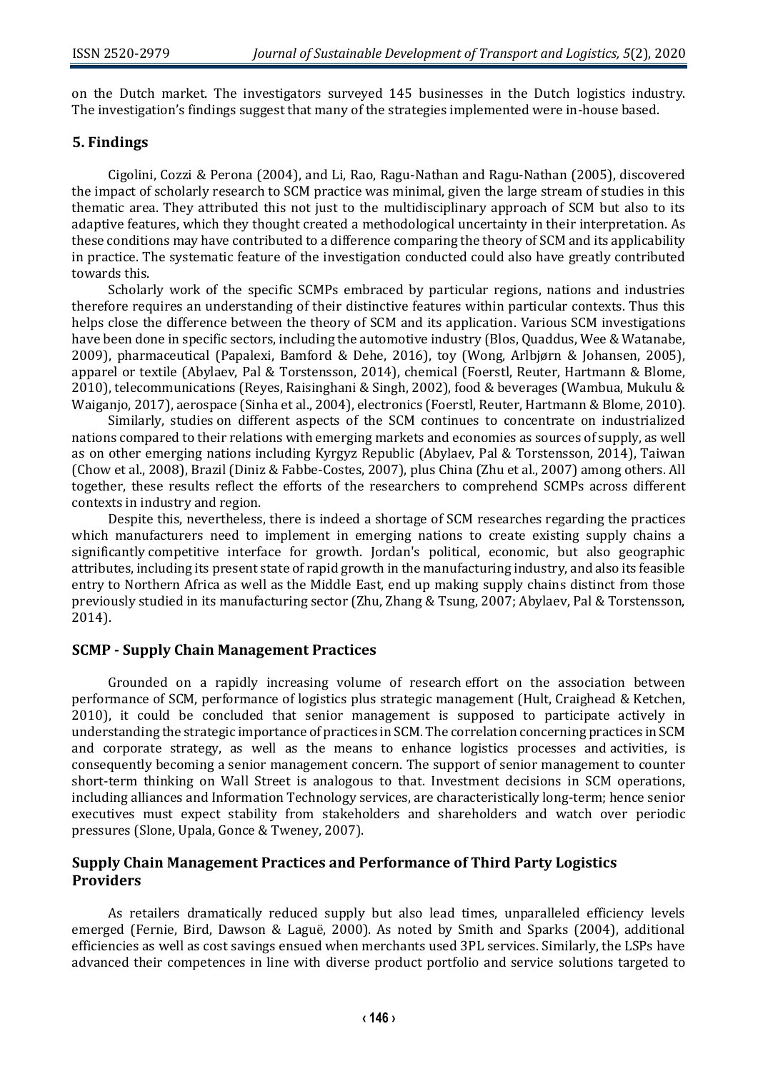on the Dutch market. The investigators surveyed 145 businesses in the Dutch logistics industry. The investigation's findings suggest that many of the strategies implemented were in-house based.

## 5. Findings

Cigolini, Cozzi & Perona (2004), and Li, Rao, Ragu-Nathan and Ragu-Nathan (2005), discovered the impact of scholarly research to SCM practice was minimal, given the large stream of studies in this thematic area. They attributed this not just to the multidisciplinary approach of SCM but also to its adaptive features, which they thought created a methodological uncertainty in their interpretation. As these conditions may have contributed to a difference comparing the theory of SCM and its applicability in practice. The systematic feature of the investigation conducted could also have greatly contributed towards this.

Scholarly work of the specific SCMPs embraced by particular regions, nations and industries therefore requires an understanding of their distinctive features within particular contexts. Thus this helps close the difference between the theory of SCM and its application. Various SCM investigations have been done in specific sectors, including the automotive industry (Blos, Quaddus, Wee & Watanabe, 2009), pharmaceutical (Papalexi, Bamford & Dehe, 2016), toy (Wong, Arlbjørn & Johansen, 2005), apparel or textile (Abylaev, Pal & Torstensson, 2014), chemical (Foerstl, Reuter, Hartmann & Blome, 2010), telecommunications (Reyes, Raisinghani & Singh, 2002), food & beverages (Wambua, Mukulu & Waiganjo, 2017), aerospace (Sinha et al., 2004), electronics (Foerstl, Reuter, Hartmann & Blome, 2010).

Similarly, studies on different aspects of the SCM continues to concentrate on industrialized nations compared to their relations with emerging markets and economies as sources of supply, as well as on other emerging nations including Kyrgyz Republic (Abylaev, Pal & Torstensson, 2014), Taiwan (Chow et al., 2008), Brazil (Diniz & Fabbe-Costes, 2007), plus China (Zhu et al., 2007) among others. All together, these results reflect the efforts of the researchers to comprehend SCMPs across different contexts in industry and region.

Despite this, nevertheless, there is indeed a shortage of SCM researches regarding the practices which manufacturers need to implement in emerging nations to create existing supply chains a significantly competitive interface for growth. Jordan's political, economic, but also geographic attributes, including its present state of rapid growth in the manufacturing industry, and also its feasible entry to Northern Africa as well as the Middle East, end up making supply chains distinct from those previously studied in its manufacturing sector (Zhu, Zhang & Tsung, 2007; Abylaev, Pal & Torstensson, 2014).

### SCMP - Supply Chain Management Practices

Grounded on a rapidly increasing volume of research effort on the association between performance of SCM, performance of logistics plus strategic management (Hult, Craighead & Ketchen, 2010), it could be concluded that senior management is supposed to participate actively in understanding the strategic importance of practices in SCM. The correlation concerning practices in SCM and corporate strategy, as well as the means to enhance logistics processes and activities, is consequently becoming a senior management concern. The support of senior management to counter short-term thinking on Wall Street is analogous to that. Investment decisions in SCM operations, including alliances and Information Technology services, are characteristically long-term; hence senior executives must expect stability from stakeholders and shareholders and watch over periodic pressures (Slone, Upala, Gonce & Tweney, 2007).

### Supply Chain Management Practices and Performance of Third Party Logistics Providers

As retailers dramatically reduced supply but also lead times, unparalleled efficiency levels emerged (Fernie, Bird, Dawson & Laguë, 2000). As noted by Smith and Sparks (2004), additional efficiencies as well as cost savings ensued when merchants used 3PL services. Similarly, the LSPs have advanced their competences in line with diverse product portfolio and service solutions targeted to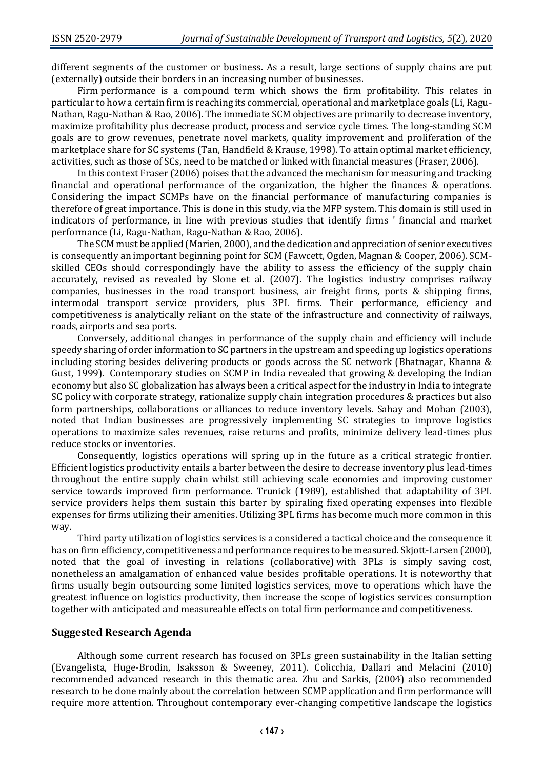different segments of the customer or business. As a result, large sections of supply chains are put (externally) outside their borders in an increasing number of businesses.

Firm performance is a compound term which shows the firm profitability. This relates in particular to how a certain firm is reaching its commercial, operational and marketplace goals (Li, Ragu-Nathan, Ragu-Nathan & Rao, 2006). The immediate SCM objectives are primarily to decrease inventory, maximize profitability plus decrease product, process and service cycle times. The long-standing SCM goals are to grow revenues, penetrate novel markets, quality improvement and proliferation of the marketplace share for SC systems (Tan, Handfield & Krause, 1998). To attain optimal market efficiency, activities, such as those of SCs, need to be matched or linked with financial measures (Fraser, 2006).

In this context Fraser (2006) poises that the advanced the mechanism for measuring and tracking financial and operational performance of the organization, the higher the finances & operations. Considering the impact SCMPs have on the financial performance of manufacturing companies is therefore of great importance. This is done in this study, via the MFP system. This domain is still used in indicators of performance, in line with previous studies that identify firms ' financial and market performance (Li, Ragu-Nathan, Ragu-Nathan & Rao, 2006).

The SCM must be applied (Marien, 2000), and the dedication and appreciation of senior executives is consequently an important beginning point for SCM (Fawcett, Ogden, Magnan & Cooper, 2006). SCM-skilled CEOs should correspondingly have the ability to assess the efficiency of the supply chain accurately, revised as revealed by Slone et al. (2007). The logistics industry comprises railway companies, businesses in the road transport business, air freight firms, ports & shipping firms, intermodal transport service providers, plus 3PL firms. Their performance, efficiency and competitiveness is analytically reliant on the state of the infrastructure and connectivity of railways, roads, airports and sea ports.

Conversely, additional changes in performance of the supply chain and efficiency will include speedy sharing of order information to SC partners in the upstream and speeding up logistics operations including storing besides delivering products or goods across the SC network (Bhatnagar, Khanna & Gust, 1999). Contemporary studies on SCMP in India revealed that growing & developing the Indian economy but also SC globalization has always been a critical aspect for the industry in India to integrate SC policy with corporate strategy, rationalize supply chain integration procedures & practices but also form partnerships, collaborations or alliances to reduce inventory levels. Sahay and Mohan (2003), noted that Indian businesses are progressively implementing SC strategies to improve logistics operations to maximize sales revenues, raise returns and profits, minimize delivery lead-times plus reduce stocks or inventories.

Consequently, logistics operations will spring up in the future as a critical strategic frontier. Efficient logistics productivity entails a barter between the desire to decrease inventory plus lead-times throughout the entire supply chain whilst still achieving scale economies and improving customer service towards improved firm performance. Trunick (1989), established that adaptability of 3PL service providers helps them sustain this barter by spiraling fixed operating expenses into flexible expenses for firms utilizing their amenities. Utilizing 3PL firms has become much more common in this way.

Third party utilization of logistics services is a considered a tactical choice and the consequence it has on firm efficiency, competitiveness and performance requires to be measured. Skjott-Larsen (2000), noted that the goal of investing in relations (collaborative) with 3PLs is simply saving cost, nonetheless an amalgamation of enhanced value besides profitable operations. It is noteworthy that firms usually begin outsourcing some limited logistics services, move to operations which have the greatest influence on logistics productivity, then increase the scope of logistics services consumption together with anticipated and measureable effects on total firm performance and competitiveness.

## Suggested Research Agenda

Although some current research has focused on 3PLs green sustainability in the Italian setting (Evangelista, Huge-Brodin, Isaksson & Sweeney, 2011). Colicchia, Dallari and Melacini (2010) recommended advanced research in this thematic area. Zhu and Sarkis, (2004) also recommended research to be done mainly about the correlation between SCMP application and firm performance will require more attention. Throughout contemporary ever-changing competitive landscape the logistics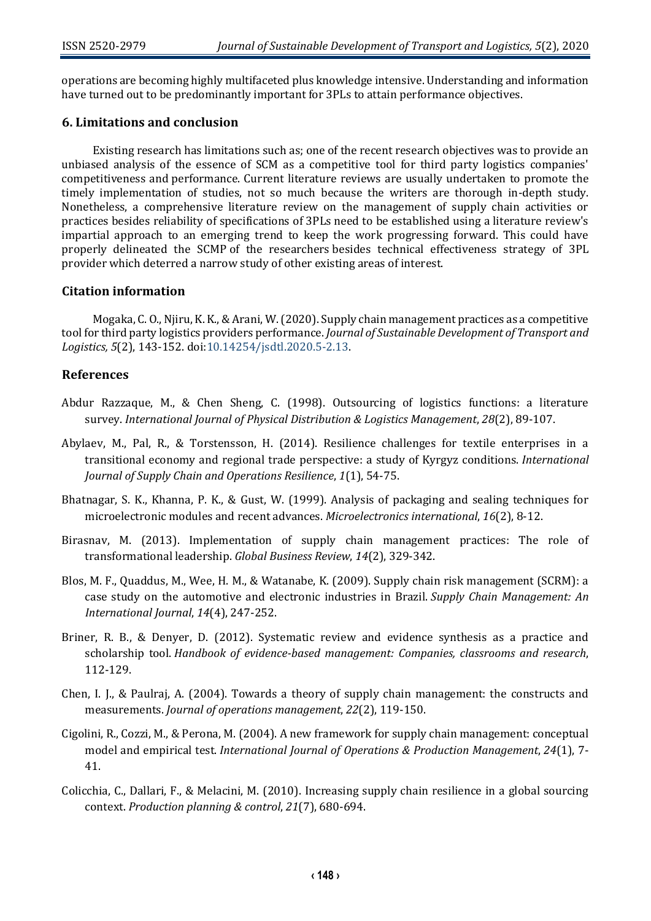operations are becoming highly multifaceted plus knowledge intensive. Understanding and information have turned out to be predominantly important for 3PLs to attain performance objectives.

## 6. Limitations and conclusion

Existing research has limitations such as; one of the recent research objectives was to provide an unbiased analysis of the essence of SCM as a competitive tool for third party logistics companies' competitiveness and performance. Current literature reviews are usually undertaken to promote the timely implementation of studies, not so much because the writers are thorough in-depth study. Nonetheless, a comprehensive literature review on the management of supply chain activities or practices besides reliability of specifications of 3PLs need to be established using a literature review's impartial approach to an emerging trend to keep the work progressing forward. This could have properly delineated the SCMP of the researchers besides technical effectiveness strategy of 3PL provider which deterred a narrow study of other existing areas of interest.

## Citation information

Mogaka, C. O., Njiru, K. K., & Arani, W. (2020). Supply chain management practices as a competitive tool for third party logistics providers performance. *Journal of Sustainable Development of Transport and Logistics, 5*(2), 143-152. doi:10.14254/jsdtl.2020.5-2.13.

## References

Abdur Razzaque, M., & Chen Sheng, C. (1998). Outsourcing of logistics functions: a literature survey. *International Journal of Physical Distribution & Logistics Management*, *28*(2), 89-107.

Abylaev, M., Pal, R., & Torstensson, H. (2014). Resilience challenges for textile enterprises in a transitional economy and regional trade perspective: a study of Kyrgyz conditions. *International Journal of Supply Chain and Operations Resilience*, *1*(1), 54-75.

Bhatnagar, S. K., Khanna, P. K., & Gust, W. (1999). Analysis of packaging and sealing techniques for microelectronic modules and recent advances. *Microelectronics international*, *16*(2), 8-12.

Birasnav, M. (2013). Implementation of supply chain management practices: The role of transformational leadership. *Global Business Review*, *14*(2), 329-342.

Blos, M. F., Quaddus, M., Wee, H. M., & Watanabe, K. (2009). Supply chain risk management (SCRM): a case study on the automotive and electronic industries in Brazil. *Supply Chain Management: An International Journal*, *14*(4), 247-252.

Briner, R. B., & Denyer, D. (2012). Systematic review and evidence synthesis as a practice and scholarship tool. *Handbook of evidence-based management: Companies, classrooms and research*, 112-129.

Chen, I. J., & Paulraj, A. (2004). Towards a theory of supply chain management: the constructs and measurements. *Journal of operations management*, *22*(2), 119-150.

Cigolini, R., Cozzi, M., & Perona, M. (2004). A new framework for supply chain management: conceptual model and empirical test. *International Journal of Operations & Production Management*, *24*(1), 7-41.

Colicchia, C., Dallari, F., & Melacini, M. (2010). Increasing supply chain resilience in a global sourcing context. *Production planning & control*, *21*(7), 680-694.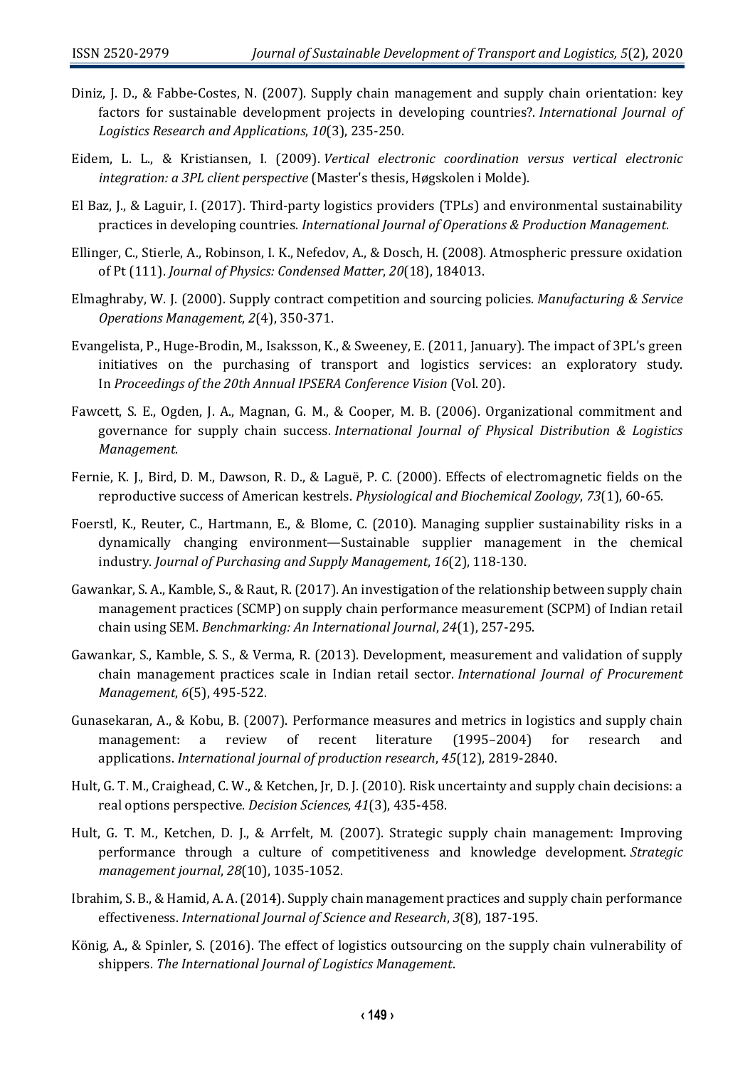Diniz, J. D., & Fabbe-Costes, N. (2007). Supply chain management and supply chain orientation: key factors for sustainable development projects in developing countries?. *International Journal of Logistics Research and Applications*, *10*(3), 235-250.

Eidem, L. L., & Kristiansen, I. (2009). *Vertical electronic coordination versus vertical electronic integration: a 3PL client perspective* (Master's thesis, Høgskolen i Molde).

El Baz, J., & Laguir, I. (2017). Third-party logistics providers (TPLs) and environmental sustainability practices in developing countries. *International Journal of Operations & Production Management*.

Ellinger, C., Stierle, A., Robinson, I. K., Nefedov, A., & Dosch, H. (2008). Atmospheric pressure oxidation of Pt (111). *Journal of Physics: Condensed Matter*, *20*(18), 184013.

Elmaghraby, W. J. (2000). Supply contract competition and sourcing policies. *Manufacturing & Service Operations Management*, *2*(4), 350-371.

Evangelista, P., Huge-Brodin, M., Isaksson, K., & Sweeney, E. (2011, January). The impact of 3PL's green initiatives on the purchasing of transport and logistics services: an exploratory study. In *Proceedings of the 20th Annual IPSERA Conference Vision* (Vol. 20).

Fawcett, S. E., Ogden, J. A., Magnan, G. M., & Cooper, M. B. (2006). Organizational commitment and governance for supply chain success. *International Journal of Physical Distribution & Logistics Management*.

Fernie, K. J., Bird, D. M., Dawson, R. D., & Laguë, P. C. (2000). Effects of electromagnetic fields on the reproductive success of American kestrels. *Physiological and Biochemical Zoology*, *73*(1), 60-65.

Foerstl, K., Reuter, C., Hartmann, E., & Blome, C. (2010). Managing supplier sustainability risks in a dynamically changing environment—Sustainable supplier management in the chemical industry. *Journal of Purchasing and Supply Management*, *16*(2), 118-130.

Gawankar, S. A., Kamble, S., & Raut, R. (2017). An investigation of the relationship between supply chain management practices (SCMP) on supply chain performance measurement (SCPM) of Indian retail chain using SEM. *Benchmarking: An International Journal*, *24*(1), 257-295.

Gawankar, S., Kamble, S. S., & Verma, R. (2013). Development, measurement and validation of supply chain management practices scale in Indian retail sector. *International Journal of Procurement Management*, *6*(5), 495-522.

Gunasekaran, A., & Kobu, B. (2007). Performance measures and metrics in logistics and supply chain management: a review of recent literature (1995–2004) for research and applications. *International journal of production research*, *45*(12), 2819-2840.

Hult, G. T. M., Craighead, C. W., & Ketchen, Jr, D. J. (2010). Risk uncertainty and supply chain decisions: a real options perspective. *Decision Sciences*, *41*(3), 435-458.

Hult, G. T. M., Ketchen, D. J., & Arrfelt, M. (2007). Strategic supply chain management: Improving performance through a culture of competitiveness and knowledge development. *Strategic management journal*, *28*(10), 1035-1052.

Ibrahim, S. B., & Hamid, A. A. (2014). Supply chain management practices and supply chain performance effectiveness. *International Journal of Science and Research*, *3*(8), 187-195.

König, A., & Spinler, S. (2016). The effect of logistics outsourcing on the supply chain vulnerability of shippers. *The International Journal of Logistics Management*.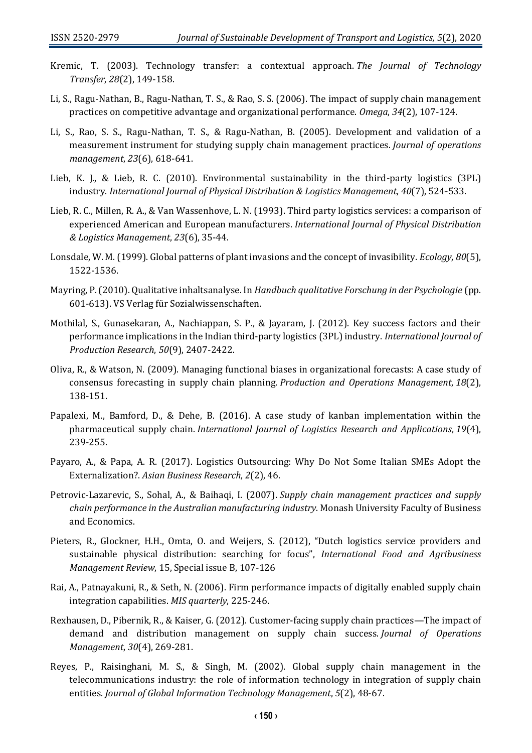Kremic, T. (2003). Technology transfer: a contextual approach. *The Journal of Technology Transfer*, *28*(2), 149-158.

Li, S., Ragu-Nathan, B., Ragu-Nathan, T. S., & Rao, S. S. (2006). The impact of supply chain management practices on competitive advantage and organizational performance. *Omega*, *34*(2), 107-124.

Li, S., Rao, S. S., Ragu-Nathan, T. S., & Ragu-Nathan, B. (2005). Development and validation of a measurement instrument for studying supply chain management practices. *Journal of operations management*, *23*(6), 618-641.

Lieb, K. J., & Lieb, R. C. (2010). Environmental sustainability in the third-party logistics (3PL) industry. *International Journal of Physical Distribution & Logistics Management*, *40*(7), 524-533.

Lieb, R. C., Millen, R. A., & Van Wassenhove, L. N. (1993). Third party logistics services: a comparison of experienced American and European manufacturers. *International Journal of Physical Distribution & Logistics Management*, *23*(6), 35-44.

Lonsdale, W. M. (1999). Global patterns of plant invasions and the concept of invasibility. *Ecology*, *80*(5), 1522-1536.

Mayring, P. (2010). Qualitative inhaltsanalyse. In *Handbuch qualitative Forschung in der Psychologie* (pp. 601-613). VS Verlag für Sozialwissenschaften.

Mothilal, S., Gunasekaran, A., Nachiappan, S. P., & Jayaram, J. (2012). Key success factors and their performance implications in the Indian third-party logistics (3PL) industry. *International Journal of Production Research*, *50*(9), 2407-2422.

Oliva, R., & Watson, N. (2009). Managing functional biases in organizational forecasts: A case study of consensus forecasting in supply chain planning. *Production and Operations Management*, *18*(2), 138-151.

Papalexi, M., Bamford, D., & Dehe, B. (2016). A case study of kanban implementation within the pharmaceutical supply chain. *International Journal of Logistics Research and Applications*, *19*(4), 239-255.

Payaro, A., & Papa, A. R. (2017). Logistics Outsourcing: Why Do Not Some Italian SMEs Adopt the Externalization?. *Asian Business Research*, *2*(2), 46.

Petrovic-Lazarevic, S., Sohal, A., & Baihaqi, I. (2007). *Supply chain management practices and supply chain performance in the Australian manufacturing industry*. Monash University Faculty of Business and Economics.

Pieters, R., Glockner, H.H., Omta, O. and Weijers, S. (2012), "Dutch logistics service providers and sustainable physical distribution: searching for focus", *International Food and Agribusiness Management Review*, 15, Special issue B, 107-126

Rai, A., Patnayakuni, R., & Seth, N. (2006). Firm performance impacts of digitally enabled supply chain integration capabilities. *MIS quarterly*, 225-246.

Rexhausen, D., Pibernik, R., & Kaiser, G. (2012). Customer-facing supply chain practices—The impact of demand and distribution management on supply chain success. *Journal of Operations Management*, *30*(4), 269-281.

Reyes, P., Raisinghani, M. S., & Singh, M. (2002). Global supply chain management in the telecommunications industry: the role of information technology in integration of supply chain entities. *Journal of Global Information Technology Management*, *5*(2), 48-67.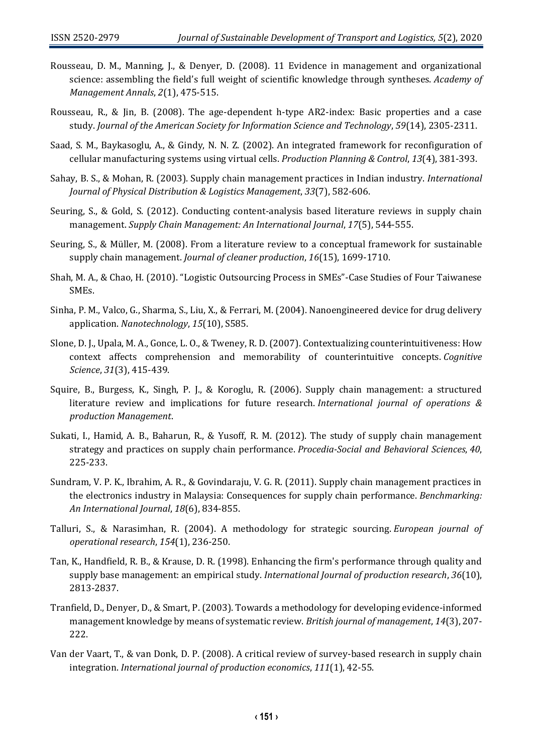Rousseau, D. M., Manning, J., & Denyer, D. (2008). 11 Evidence in management and organizational science: assembling the field's full weight of scientific knowledge through syntheses. *Academy of Management Annals*, *2*(1), 475-515.

Rousseau, R., & Jin, B. (2008). The age‐dependent h‐type AR2‐index: Basic properties and a case study. *Journal of the American Society for Information Science and Technology*, *59*(14), 2305-2311.

Saad, S. M., Baykasoglu, A., & Gindy, N. N. Z. (2002). An integrated framework for reconfiguration of cellular manufacturing systems using virtual cells. *Production Planning & Control*, *13*(4), 381-393.

Sahay, B. S., & Mohan, R. (2003). Supply chain management practices in Indian industry. *International Journal of Physical Distribution & Logistics Management*, *33*(7), 582-606.

Seuring, S., & Gold, S. (2012). Conducting content‐analysis based literature reviews in supply chain management. *Supply Chain Management: An International Journal*, *17*(5), 544-555.

Seuring, S., & Müller, M. (2008). From a literature review to a conceptual framework for sustainable supply chain management. *Journal of cleaner production*, *16*(15), 1699-1710.

Shah, M. A., & Chao, H. (2010). "Logistic Outsourcing Process in SMEs"-Case Studies of Four Taiwanese SMEs.

Sinha, P. M., Valco, G., Sharma, S., Liu, X., & Ferrari, M. (2004). Nanoengineered device for drug delivery application. *Nanotechnology*, *15*(10), S585.

Slone, D. J., Upala, M. A., Gonce, L. O., & Tweney, R. D. (2007). Contextualizing counterintuitiveness: How context affects comprehension and memorability of counterintuitive concepts. *Cognitive Science*, *31*(3), 415-439.

Squire, B., Burgess, K., Singh, P. J., & Koroglu, R. (2006). Supply chain management: a structured literature review and implications for future research. *International journal of operations & production Management*.

Sukati, I., Hamid, A. B., Baharun, R., & Yusoff, R. M. (2012). The study of supply chain management strategy and practices on supply chain performance. *Procedia-Social and Behavioral Sciences*, *40*, 225-233.

Sundram, V. P. K., Ibrahim, A. R., & Govindaraju, V. G. R. (2011). Supply chain management practices in the electronics industry in Malaysia: Consequences for supply chain performance. *Benchmarking: An International Journal*, *18*(6), 834-855.

Talluri, S., & Narasimhan, R. (2004). A methodology for strategic sourcing. *European journal of operational research*, *154*(1), 236-250.

Tan, K., Handfield, R. B., & Krause, D. R. (1998). Enhancing the firm's performance through quality and supply base management: an empirical study. *International Journal of production research*, *36*(10), 2813-2837.

Tranfield, D., Denyer, D., & Smart, P. (2003). Towards a methodology for developing evidence‐informed management knowledge by means of systematic review. *British journal of management*, *14*(3), 207-222.

Van der Vaart, T., & van Donk, D. P. (2008). A critical review of survey-based research in supply chain integration. *International journal of production economics*, *111*(1), 42-55.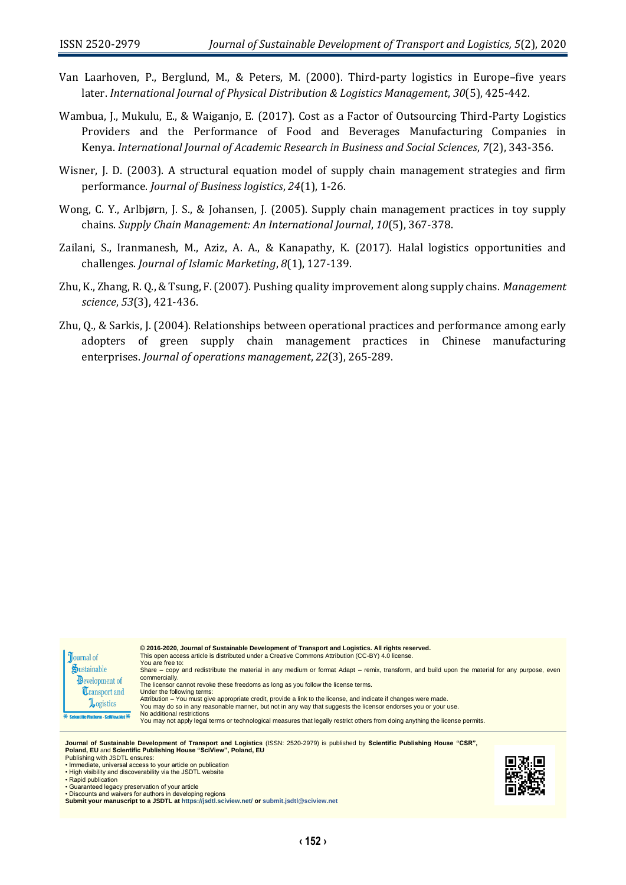Van Laarhoven, P., Berglund, M., & Peters, M. (2000). Third-party logistics in Europe–five years later. *International Journal of Physical Distribution & Logistics Management*, *30*(5), 425-442.

Wambua, J., Mukulu, E., & Waiganjo, E. (2017). Cost as a Factor of Outsourcing Third-Party Logistics Providers and the Performance of Food and Beverages Manufacturing Companies in Kenya. *International Journal of Academic Research in Business and Social Sciences*, *7*(2), 343-356.

Wisner, J. D. (2003). A structural equation model of supply chain management strategies and firm performance. *Journal of Business logistics*, *24*(1), 1-26.

Wong, C. Y., Arlbjørn, J. S., & Johansen, J. (2005). Supply chain management practices in toy supply chains. *Supply Chain Management: An International Journal*, *10*(5), 367-378.

Zailani, S., Iranmanesh, M., Aziz, A. A., & Kanapathy, K. (2017). Halal logistics opportunities and challenges. *Journal of Islamic Marketing*, *8*(1), 127-139.

Zhu, K., Zhang, R. Q., & Tsung, F. (2007). Pushing quality improvement along supply chains. *Management science*, *53*(3), 421-436.

Zhu, Q., & Sarkis, J. (2004). Relationships between operational practices and performance among early adopters of green supply chain management practices in Chinese manufacturing enterprises. *Journal of operations management*, *22*(3), 265-289.

Journal of Sustainable Development of Transport and Logistics

Scientific Platform - SciView.Net

**© 2016-2020, Journal of Sustainable Development of Transport and Logistics. All rights reserved.**
This open access article is distributed under a Creative Commons Attribution (CC-BY) 4.0 license.
You are free to:
Share – copy and redistribute the material in any medium or format Adapt – remix, transform, and build upon the material for any purpose, even commercially.
The licensor cannot revoke these freedoms as long as you follow the license terms.
Under the following terms:
Attribution – You must give appropriate credit, provide a link to the license, and indicate if changes were made.
You may do so in any reasonable manner, but not in any way that suggests the licensor endorses you or your use.
No additional restrictions
You may not apply legal terms or technological measures that legally restrict others from doing anything the license permits.

**Journal of Sustainable Development of Transport and Logistics** (ISSN: 2520-2979) is published by **Scientific Publishing House "CSR", Poland, EU** and **Scientific Publishing House "SciView", Poland, EU**
Publishing with JSDTL ensures:
- Immediate, universal access to your article on publication
- High visibility and discoverability via the JSDTL website
- Rapid publication
- Guaranteed legacy preservation of your article
- Discounts and waivers for authors in developing regions

**Submit your manuscript to a JSDTL at https://jsdtl.sciview.net/ or submit.jsdtl@sciview.net**